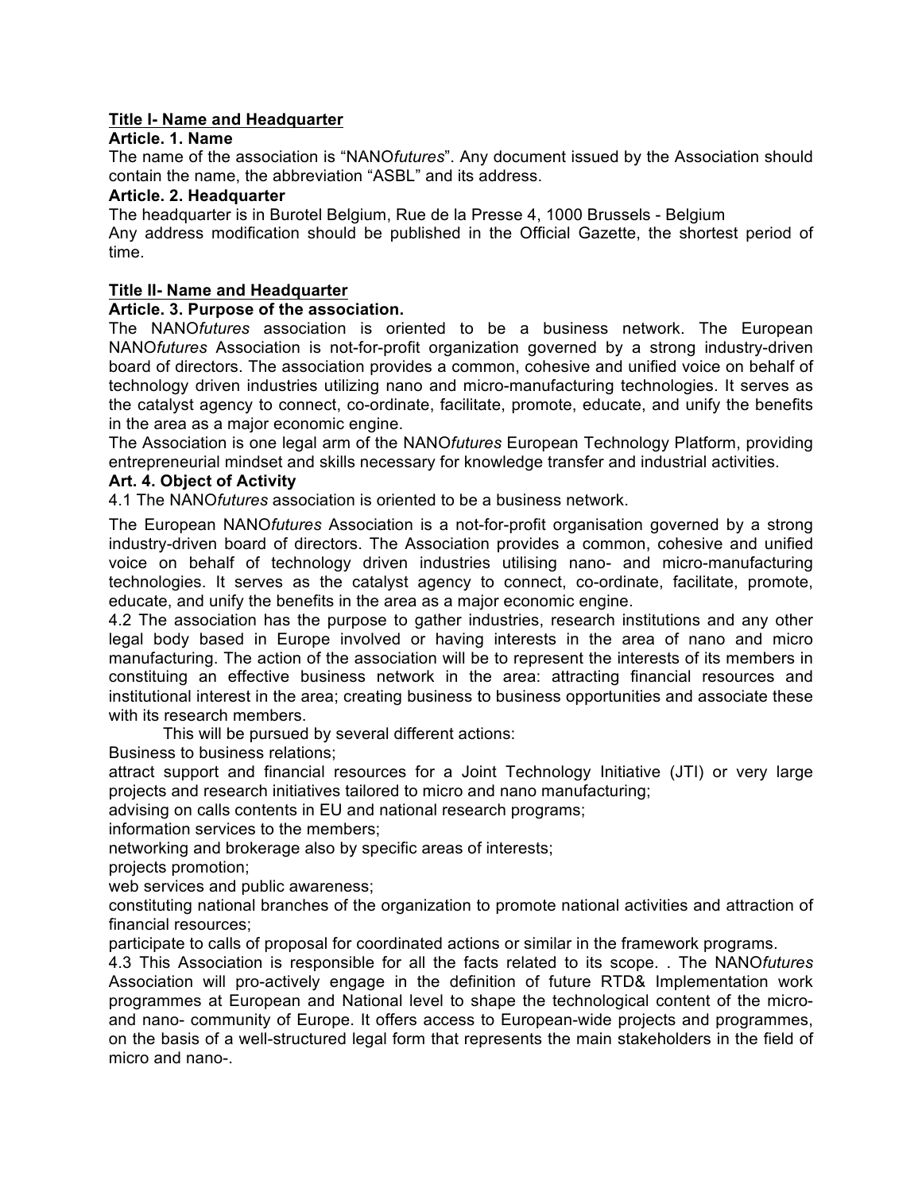## Title I- Name and Headquarter

### Article. 1. Name

The name of the association is "NANO*futures*". Any document issued by the Association should contain the name, the abbreviation "ASBL" and its address.

### Article. 2. Headquarter

The headquarter is in Burotel Belgium, Rue de la Presse 4, 1000 Brussels - Belgium

Any address modification should be published in the Official Gazette, the shortest period of time.

## Title II- Name and Headquarter

### Article. 3. Purpose of the association.

The NANO*futures* association is oriented to be a business network. The European NANO*futures* Association is not-for-profit organization governed by a strong industry-driven board of directors. The association provides a common, cohesive and unified voice on behalf of technology driven industries utilizing nano and micro-manufacturing technologies. It serves as the catalyst agency to connect, co-ordinate, facilitate, promote, educate, and unify the benefits in the area as a major economic engine.

The Association is one legal arm of the NANO*futures* European Technology Platform, providing entrepreneurial mindset and skills necessary for knowledge transfer and industrial activities.

### Art. 4. Object of Activity

4.1 The NANO*futures* association is oriented to be a business network.

The European NANO*futures* Association is a not-for-profit organisation governed by a strong industry-driven board of directors. The Association provides a common, cohesive and unified voice on behalf of technology driven industries utilising nano- and micro-manufacturing technologies. It serves as the catalyst agency to connect, co-ordinate, facilitate, promote, educate, and unify the benefits in the area as a major economic engine.

4.2 The association has the purpose to gather industries, research institutions and any other legal body based in Europe involved or having interests in the area of nano and micro manufacturing. The action of the association will be to represent the interests of its members in constituing an effective business network in the area: attracting financial resources and institutional interest in the area; creating business to business opportunities and associate these with its research members.

This will be pursued by several different actions:

Business to business relations;

attract support and financial resources for a Joint Technology Initiative (JTI) or very large projects and research initiatives tailored to micro and nano manufacturing;

advising on calls contents in EU and national research programs;

information services to the members;

networking and brokerage also by specific areas of interests;

projects promotion;

web services and public awareness;

constituting national branches of the organization to promote national activities and attraction of financial resources;

participate to calls of proposal for coordinated actions or similar in the framework programs.

4.3 This Association is responsible for all the facts related to its scope. . The NANO*futures* Association will pro-actively engage in the definition of future RTD& Implementation work programmes at European and National level to shape the technological content of the micro- and nano- community of Europe. It offers access to European-wide projects and programmes, on the basis of a well-structured legal form that represents the main stakeholders in the field of micro and nano-.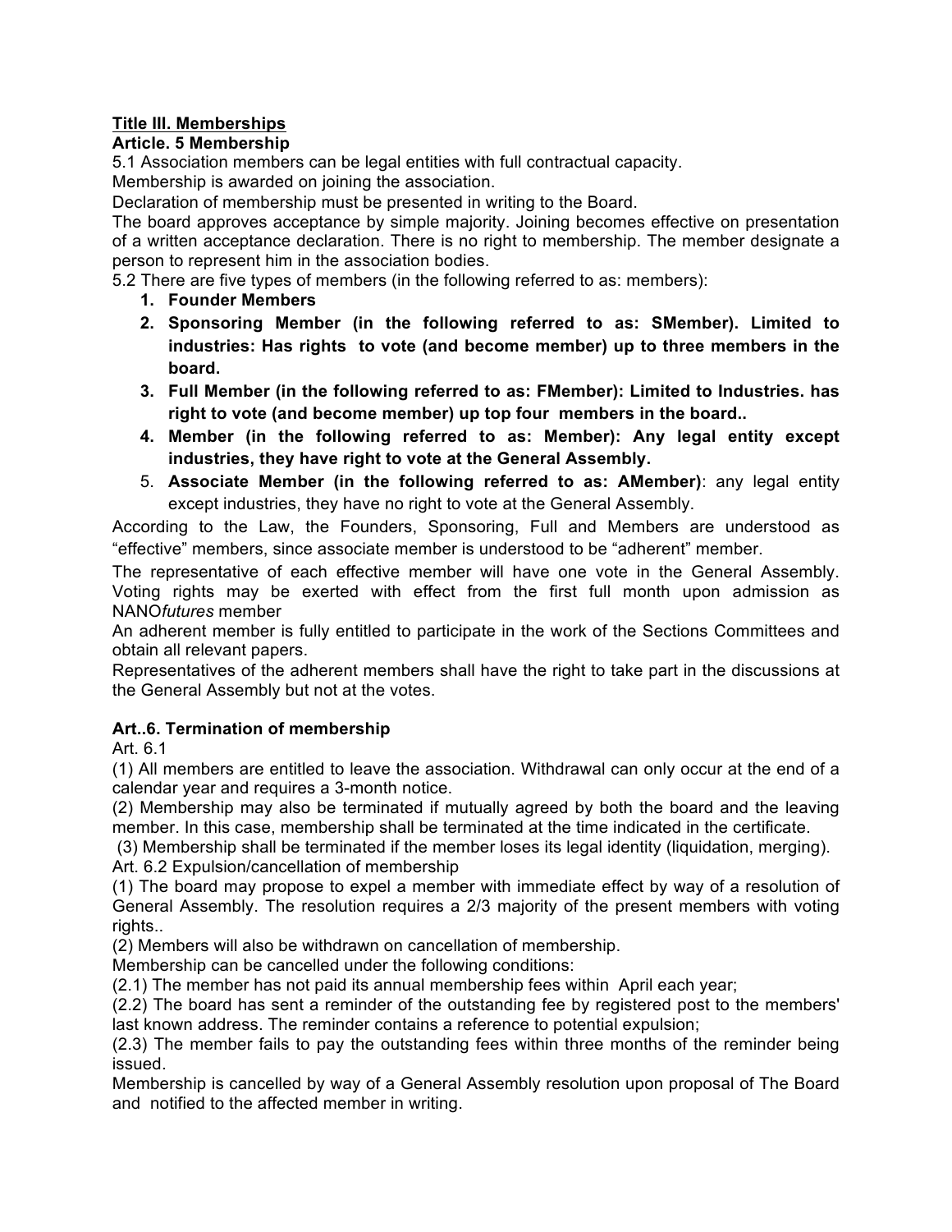## Title III. Memberships

### Article. 5 Membership

5.1 Association members can be legal entities with full contractual capacity.

Membership is awarded on joining the association.

Declaration of membership must be presented in writing to the Board.

The board approves acceptance by simple majority. Joining becomes effective on presentation of a written acceptance declaration. There is no right to membership. The member designate a person to represent him in the association bodies.

5.2 There are five types of members (in the following referred to as: members):

1. **Founder Members**
2. **Sponsoring Member (in the following referred to as: SMember). Limited to industries: Has rights to vote (and become member) up to three members in the board.**
3. **Full Member (in the following referred to as: FMember): Limited to Industries. has right to vote (and become member) up top four members in the board..**
4. **Member (in the following referred to as: Member): Any legal entity except industries, they have right to vote at the General Assembly.**
5. **Associate Member (in the following referred to as: AMember)**: any legal entity except industries, they have no right to vote at the General Assembly.

According to the Law, the Founders, Sponsoring, Full and Members are understood as "effective" members, since associate member is understood to be "adherent" member.

The representative of each effective member will have one vote in the General Assembly. Voting rights may be exerted with effect from the first full month upon admission as NANO*futures* member

An adherent member is fully entitled to participate in the work of the Sections Committees and obtain all relevant papers.

Representatives of the adherent members shall have the right to take part in the discussions at the General Assembly but not at the votes.

### Art..6. Termination of membership

Art. 6.1

(1) All members are entitled to leave the association. Withdrawal can only occur at the end of a calendar year and requires a 3-month notice.

(2) Membership may also be terminated if mutually agreed by both the board and the leaving member. In this case, membership shall be terminated at the time indicated in the certificate.

(3) Membership shall be terminated if the member loses its legal identity (liquidation, merging).

Art. 6.2 Expulsion/cancellation of membership

(1) The board may propose to expel a member with immediate effect by way of a resolution of General Assembly. The resolution requires a 2/3 majority of the present members with voting rights..

(2) Members will also be withdrawn on cancellation of membership.

Membership can be cancelled under the following conditions:

(2.1) The member has not paid its annual membership fees within April each year;

(2.2) The board has sent a reminder of the outstanding fee by registered post to the members' last known address. The reminder contains a reference to potential expulsion;

(2.3) The member fails to pay the outstanding fees within three months of the reminder being issued.

Membership is cancelled by way of a General Assembly resolution upon proposal of The Board and notified to the affected member in writing.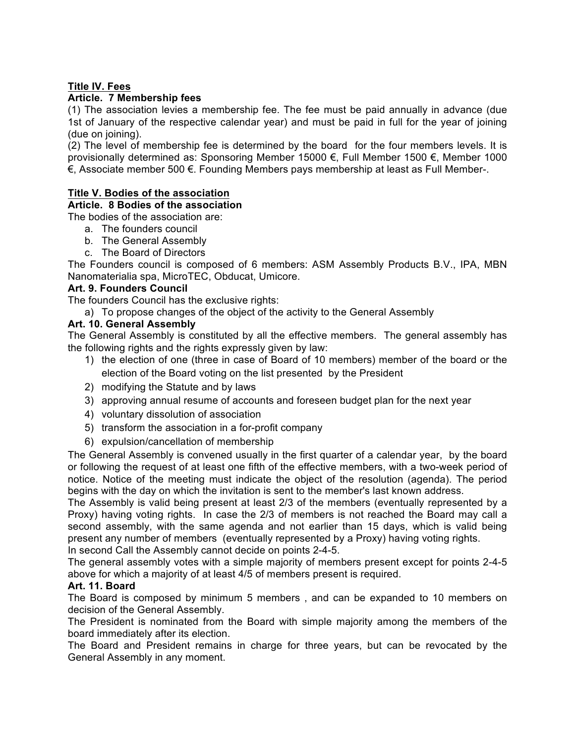**Title IV. Fees**

**Article. 7 Membership fees**

(1) The association levies a membership fee. The fee must be paid annually in advance (due 1st of January of the respective calendar year) and must be paid in full for the year of joining (due on joining).

(2) The level of membership fee is determined by the board for the four members levels. It is provisionally determined as: Sponsoring Member 15000 €, Full Member 1500 €, Member 1000 €, Associate member 500 €. Founding Members pays membership at least as Full Member-.

**Title V. Bodies of the association**

**Article. 8 Bodies of the association**

The bodies of the association are:

a. The founders council
b. The General Assembly
c. The Board of Directors

The Founders council is composed of 6 members: ASM Assembly Products B.V., IPA, MBN Nanomaterialia spa, MicroTEC, Obducat, Umicore.

**Art. 9. Founders Council**

The founders Council has the exclusive rights:

a) To propose changes of the object of the activity to the General Assembly

**Art. 10. General Assembly**

The General Assembly is constituted by all the effective members. The general assembly has the following rights and the rights expressly given by law:

1) the election of one (three in case of Board of 10 members) member of the board or the election of the Board voting on the list presented by the President
2) modifying the Statute and by laws
3) approving annual resume of accounts and foreseen budget plan for the next year
4) voluntary dissolution of association
5) transform the association in a for-profit company
6) expulsion/cancellation of membership

The General Assembly is convened usually in the first quarter of a calendar year, by the board or following the request of at least one fifth of the effective members, with a two-week period of notice. Notice of the meeting must indicate the object of the resolution (agenda). The period begins with the day on which the invitation is sent to the member's last known address.

The Assembly is valid being present at least 2/3 of the members (eventually represented by a Proxy) having voting rights. In case the 2/3 of members is not reached the Board may call a second assembly, with the same agenda and not earlier than 15 days, which is valid being present any number of members (eventually represented by a Proxy) having voting rights.

In second Call the Assembly cannot decide on points 2-4-5.

The general assembly votes with a simple majority of members present except for points 2-4-5 for which a majority of at least 4/5 of members present is required.

**Art. 11. Board**

The Board is composed by minimum 5 members , and can be expanded to 10 members on decision of the General Assembly.

The President is nominated from the Board with simple majority among the members of the board immediately after its election.

The Board and President remains in charge for three years, but can be revocated by the General Assembly in any moment.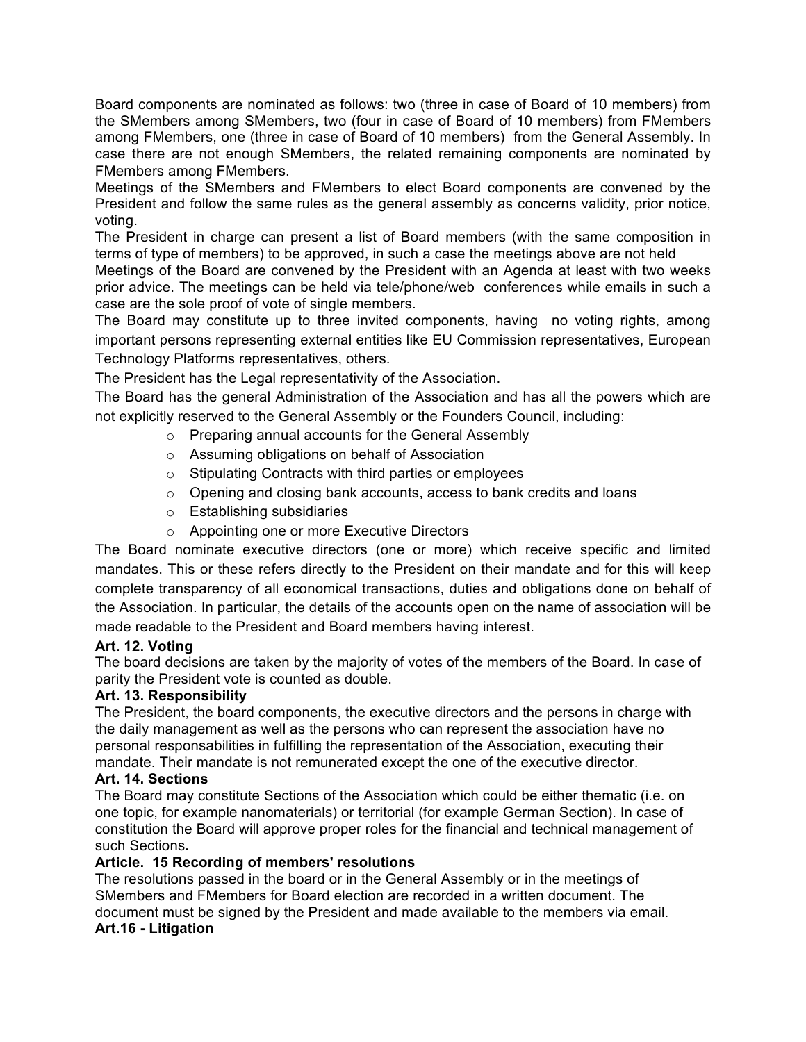Board components are nominated as follows: two (three in case of Board of 10 members) from the SMembers among SMembers, two (four in case of Board of 10 members) from FMembers among FMembers, one (three in case of Board of 10 members) from the General Assembly. In case there are not enough SMembers, the related remaining components are nominated by FMembers among FMembers.

Meetings of the SMembers and FMembers to elect Board components are convened by the President and follow the same rules as the general assembly as concerns validity, prior notice, voting.

The President in charge can present a list of Board members (with the same composition in terms of type of members) to be approved, in such a case the meetings above are not held

Meetings of the Board are convened by the President with an Agenda at least with two weeks prior advice. The meetings can be held via tele/phone/web conferences while emails in such a case are the sole proof of vote of single members.

The Board may constitute up to three invited components, having no voting rights, among important persons representing external entities like EU Commission representatives, European Technology Platforms representatives, others.

The President has the Legal representativity of the Association.

The Board has the general Administration of the Association and has all the powers which are not explicitly reserved to the General Assembly or the Founders Council, including:

- Preparing annual accounts for the General Assembly
- Assuming obligations on behalf of Association
- Stipulating Contracts with third parties or employees
- Opening and closing bank accounts, access to bank credits and loans
- Establishing subsidiaries
- Appointing one or more Executive Directors

The Board nominate executive directors (one or more) which receive specific and limited mandates. This or these refers directly to the President on their mandate and for this will keep complete transparency of all economical transactions, duties and obligations done on behalf of the Association. In particular, the details of the accounts open on the name of association will be made readable to the President and Board members having interest.

**Art. 12. Voting**

The board decisions are taken by the majority of votes of the members of the Board. In case of parity the President vote is counted as double.

**Art. 13. Responsibility**

The President, the board components, the executive directors and the persons in charge with the daily management as well as the persons who can represent the association have no personal responsabilities in fulfilling the representation of the Association, executing their mandate. Their mandate is not remunerated except the one of the executive director.

**Art. 14. Sections**

The Board may constitute Sections of the Association which could be either thematic (i.e. on one topic, for example nanomaterials) or territorial (for example German Section). In case of constitution the Board will approve proper roles for the financial and technical management of such Sections**.**

**Article. 15 Recording of members' resolutions**

The resolutions passed in the board or in the General Assembly or in the meetings of SMembers and FMembers for Board election are recorded in a written document. The document must be signed by the President and made available to the members via email.

**Art.16 - Litigation**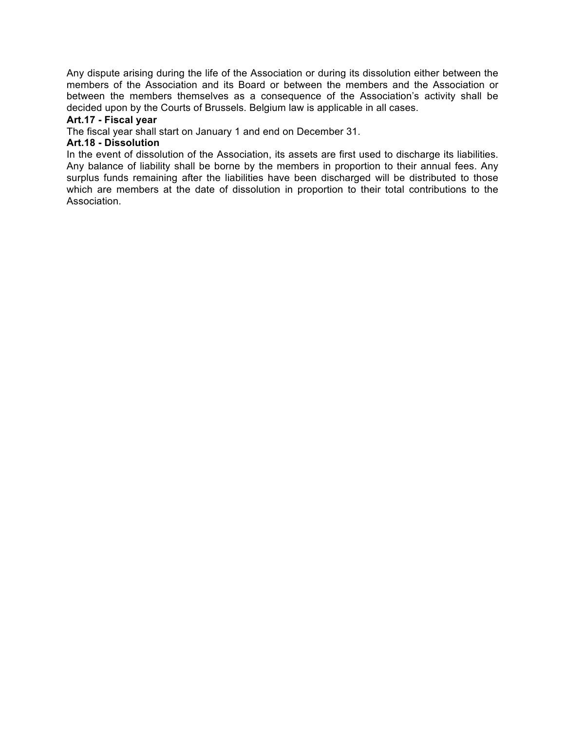Any dispute arising during the life of the Association or during its dissolution either between the members of the Association and its Board or between the members and the Association or between the members themselves as a consequence of the Association's activity shall be decided upon by the Courts of Brussels. Belgium law is applicable in all cases.

**Art.17 - Fiscal year**

The fiscal year shall start on January 1 and end on December 31.

**Art.18 - Dissolution**

In the event of dissolution of the Association, its assets are first used to discharge its liabilities. Any balance of liability shall be borne by the members in proportion to their annual fees. Any surplus funds remaining after the liabilities have been discharged will be distributed to those which are members at the date of dissolution in proportion to their total contributions to the Association.